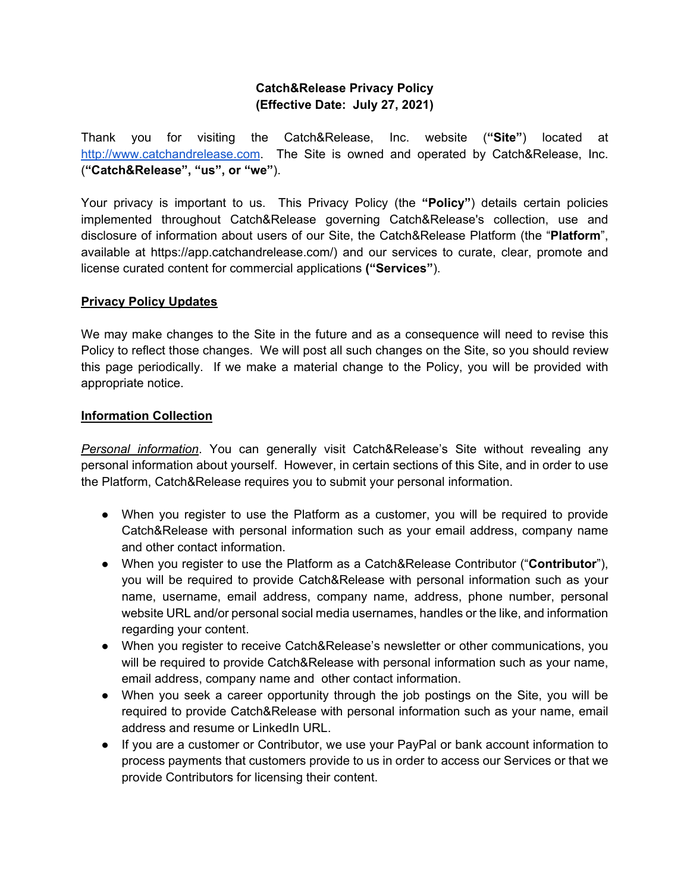# Catch&Release Privacy Policy
**(Effective Date: July 27, 2021)**

Thank you for visiting the Catch&Release, Inc. website (**"Site"**) located at [http://www.catchandrelease.com](http://www.catchandrelease.com). The Site is owned and operated by Catch&Release, Inc. (**"Catch&Release", "us", or "we"**).

Your privacy is important to us. This Privacy Policy (the **"Policy"**) details certain policies implemented throughout Catch&Release governing Catch&Release's collection, use and disclosure of information about users of our Site, the Catch&Release Platform (the "**Platform**", available at https://app.catchandrelease.com/) and our services to curate, clear, promote and license curated content for commercial applications **("Services"**).

## Privacy Policy Updates

We may make changes to the Site in the future and as a consequence will need to revise this Policy to reflect those changes. We will post all such changes on the Site, so you should review this page periodically. If we make a material change to the Policy, you will be provided with appropriate notice.

## Information Collection

*Personal information*. You can generally visit Catch&Release's Site without revealing any personal information about yourself. However, in certain sections of this Site, and in order to use the Platform, Catch&Release requires you to submit your personal information.

- When you register to use the Platform as a customer, you will be required to provide Catch&Release with personal information such as your email address, company name and other contact information.
- When you register to use the Platform as a Catch&Release Contributor ("**Contributor**"), you will be required to provide Catch&Release with personal information such as your name, username, email address, company name, address, phone number, personal website URL and/or personal social media usernames, handles or the like, and information regarding your content.
- When you register to receive Catch&Release's newsletter or other communications, you will be required to provide Catch&Release with personal information such as your name, email address, company name and other contact information.
- When you seek a career opportunity through the job postings on the Site, you will be required to provide Catch&Release with personal information such as your name, email address and resume or LinkedIn URL.
- If you are a customer or Contributor, we use your PayPal or bank account information to process payments that customers provide to us in order to access our Services or that we provide Contributors for licensing their content.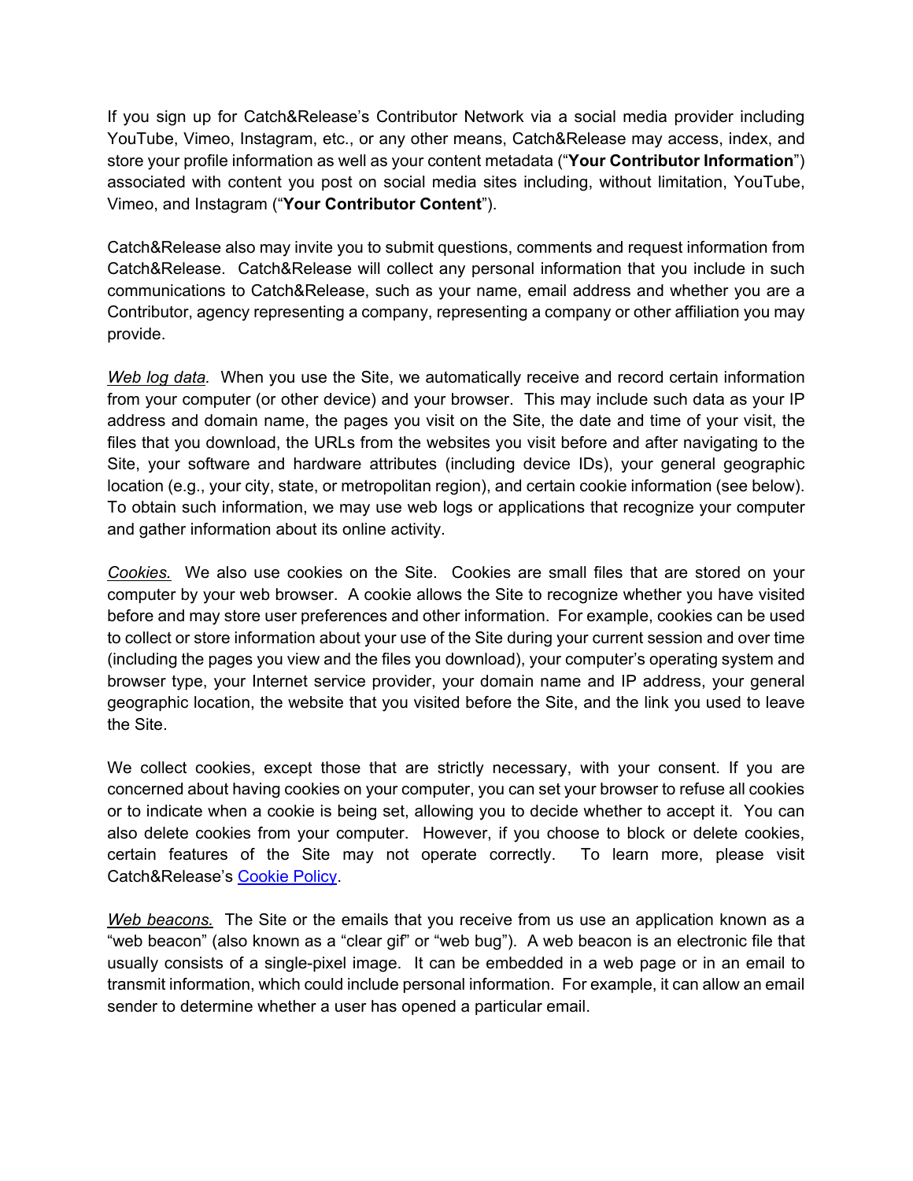If you sign up for Catch&Release's Contributor Network via a social media provider including YouTube, Vimeo, Instagram, etc., or any other means, Catch&Release may access, index, and store your profile information as well as your content metadata ("**Your Contributor Information**") associated with content you post on social media sites including, without limitation, YouTube, Vimeo, and Instagram ("**Your Contributor Content**").

Catch&Release also may invite you to submit questions, comments and request information from Catch&Release. Catch&Release will collect any personal information that you include in such communications to Catch&Release, such as your name, email address and whether you are a Contributor, agency representing a company, representing a company or other affiliation you may provide.

*Web log data.* When you use the Site, we automatically receive and record certain information from your computer (or other device) and your browser. This may include such data as your IP address and domain name, the pages you visit on the Site, the date and time of your visit, the files that you download, the URLs from the websites you visit before and after navigating to the Site, your software and hardware attributes (including device IDs), your general geographic location (e.g., your city, state, or metropolitan region), and certain cookie information (see below). To obtain such information, we may use web logs or applications that recognize your computer and gather information about its online activity.

*Cookies.* We also use cookies on the Site. Cookies are small files that are stored on your computer by your web browser. A cookie allows the Site to recognize whether you have visited before and may store user preferences and other information. For example, cookies can be used to collect or store information about your use of the Site during your current session and over time (including the pages you view and the files you download), your computer's operating system and browser type, your Internet service provider, your domain name and IP address, your general geographic location, the website that you visited before the Site, and the link you used to leave the Site.

We collect cookies, except those that are strictly necessary, with your consent. If you are concerned about having cookies on your computer, you can set your browser to refuse all cookies or to indicate when a cookie is being set, allowing you to decide whether to accept it. You can also delete cookies from your computer. However, if you choose to block or delete cookies, certain features of the Site may not operate correctly. To learn more, please visit Catch&Release's Cookie Policy.

*Web beacons.* The Site or the emails that you receive from us use an application known as a "web beacon" (also known as a "clear gif" or "web bug"). A web beacon is an electronic file that usually consists of a single-pixel image. It can be embedded in a web page or in an email to transmit information, which could include personal information. For example, it can allow an email sender to determine whether a user has opened a particular email.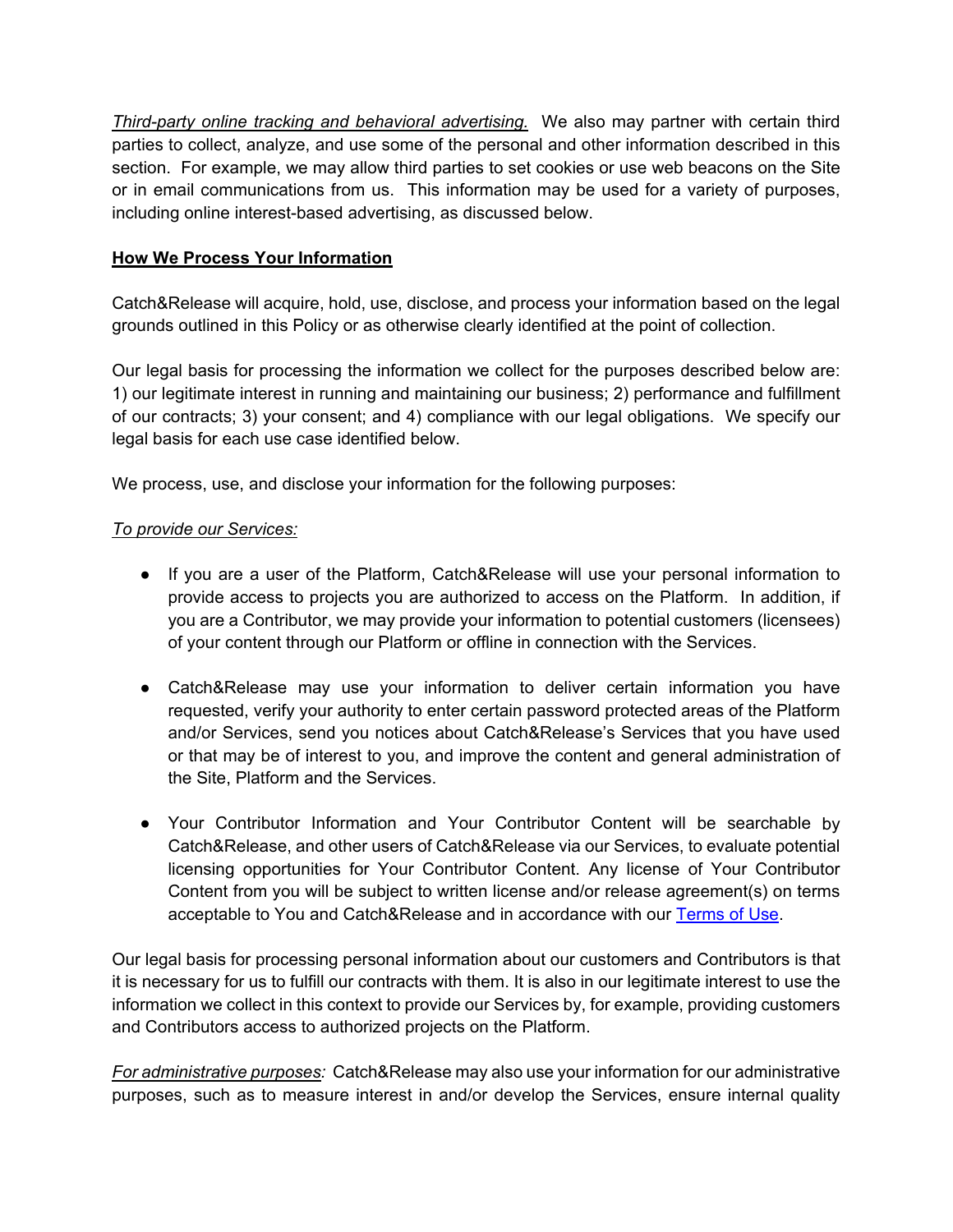*Third-party online tracking and behavioral advertising.* We also may partner with certain third parties to collect, analyze, and use some of the personal and other information described in this section. For example, we may allow third parties to set cookies or use web beacons on the Site or in email communications from us. This information may be used for a variety of purposes, including online interest-based advertising, as discussed below.

## How We Process Your Information

Catch&Release will acquire, hold, use, disclose, and process your information based on the legal grounds outlined in this Policy or as otherwise clearly identified at the point of collection.

Our legal basis for processing the information we collect for the purposes described below are: 1) our legitimate interest in running and maintaining our business; 2) performance and fulfillment of our contracts; 3) your consent; and 4) compliance with our legal obligations. We specify our legal basis for each use case identified below.

We process, use, and disclose your information for the following purposes:

*To provide our Services:*

- If you are a user of the Platform, Catch&Release will use your personal information to provide access to projects you are authorized to access on the Platform. In addition, if you are a Contributor, we may provide your information to potential customers (licensees) of your content through our Platform or offline in connection with the Services.
- Catch&Release may use your information to deliver certain information you have requested, verify your authority to enter certain password protected areas of the Platform and/or Services, send you notices about Catch&Release's Services that you have used or that may be of interest to you, and improve the content and general administration of the Site, Platform and the Services.
- Your Contributor Information and Your Contributor Content will be searchable by Catch&Release, and other users of Catch&Release via our Services, to evaluate potential licensing opportunities for Your Contributor Content. Any license of Your Contributor Content from you will be subject to written license and/or release agreement(s) on terms acceptable to You and Catch&Release and in accordance with our Terms of Use.

Our legal basis for processing personal information about our customers and Contributors is that it is necessary for us to fulfill our contracts with them. It is also in our legitimate interest to use the information we collect in this context to provide our Services by, for example, providing customers and Contributors access to authorized projects on the Platform.

*For administrative purposes:* Catch&Release may also use your information for our administrative purposes, such as to measure interest in and/or develop the Services, ensure internal quality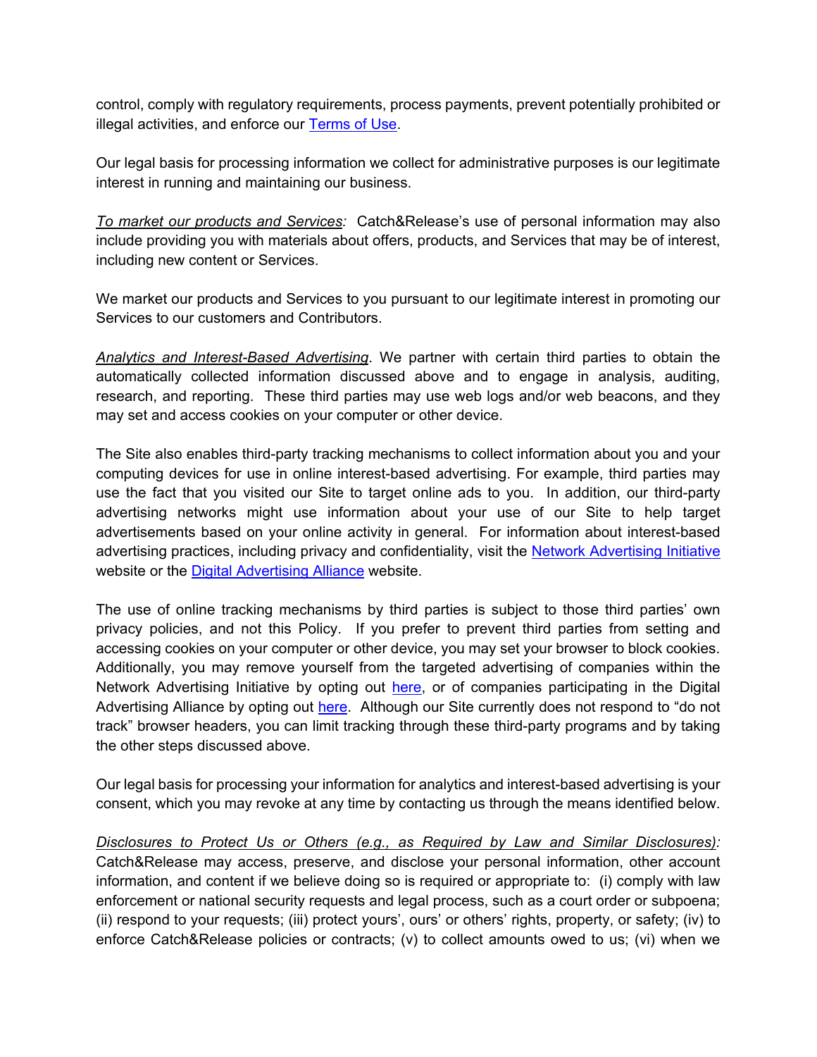control, comply with regulatory requirements, process payments, prevent potentially prohibited or illegal activities, and enforce our [Terms of Use](#).

Our legal basis for processing information we collect for administrative purposes is our legitimate interest in running and maintaining our business.

*To market our products and Services:* Catch&Release's use of personal information may also include providing you with materials about offers, products, and Services that may be of interest, including new content or Services.

We market our products and Services to you pursuant to our legitimate interest in promoting our Services to our customers and Contributors.

*Analytics and Interest-Based Advertising*. We partner with certain third parties to obtain the automatically collected information discussed above and to engage in analysis, auditing, research, and reporting. These third parties may use web logs and/or web beacons, and they may set and access cookies on your computer or other device.

The Site also enables third-party tracking mechanisms to collect information about you and your computing devices for use in online interest-based advertising. For example, third parties may use the fact that you visited our Site to target online ads to you. In addition, our third-party advertising networks might use information about your use of our Site to help target advertisements based on your online activity in general. For information about interest-based advertising practices, including privacy and confidentiality, visit the [Network Advertising Initiative](#) website or the [Digital Advertising Alliance](#) website.

The use of online tracking mechanisms by third parties is subject to those third parties' own privacy policies, and not this Policy. If you prefer to prevent third parties from setting and accessing cookies on your computer or other device, you may set your browser to block cookies. Additionally, you may remove yourself from the targeted advertising of companies within the Network Advertising Initiative by opting out [here](#), or of companies participating in the Digital Advertising Alliance by opting out [here](#). Although our Site currently does not respond to "do not track" browser headers, you can limit tracking through these third-party programs and by taking the other steps discussed above.

Our legal basis for processing your information for analytics and interest-based advertising is your consent, which you may revoke at any time by contacting us through the means identified below.

*Disclosures to Protect Us or Others (e.g., as Required by Law and Similar Disclosures):* Catch&Release may access, preserve, and disclose your personal information, other account information, and content if we believe doing so is required or appropriate to: (i) comply with law enforcement or national security requests and legal process, such as a court order or subpoena; (ii) respond to your requests; (iii) protect yours', ours' or others' rights, property, or safety; (iv) to enforce Catch&Release policies or contracts; (v) to collect amounts owed to us; (vi) when we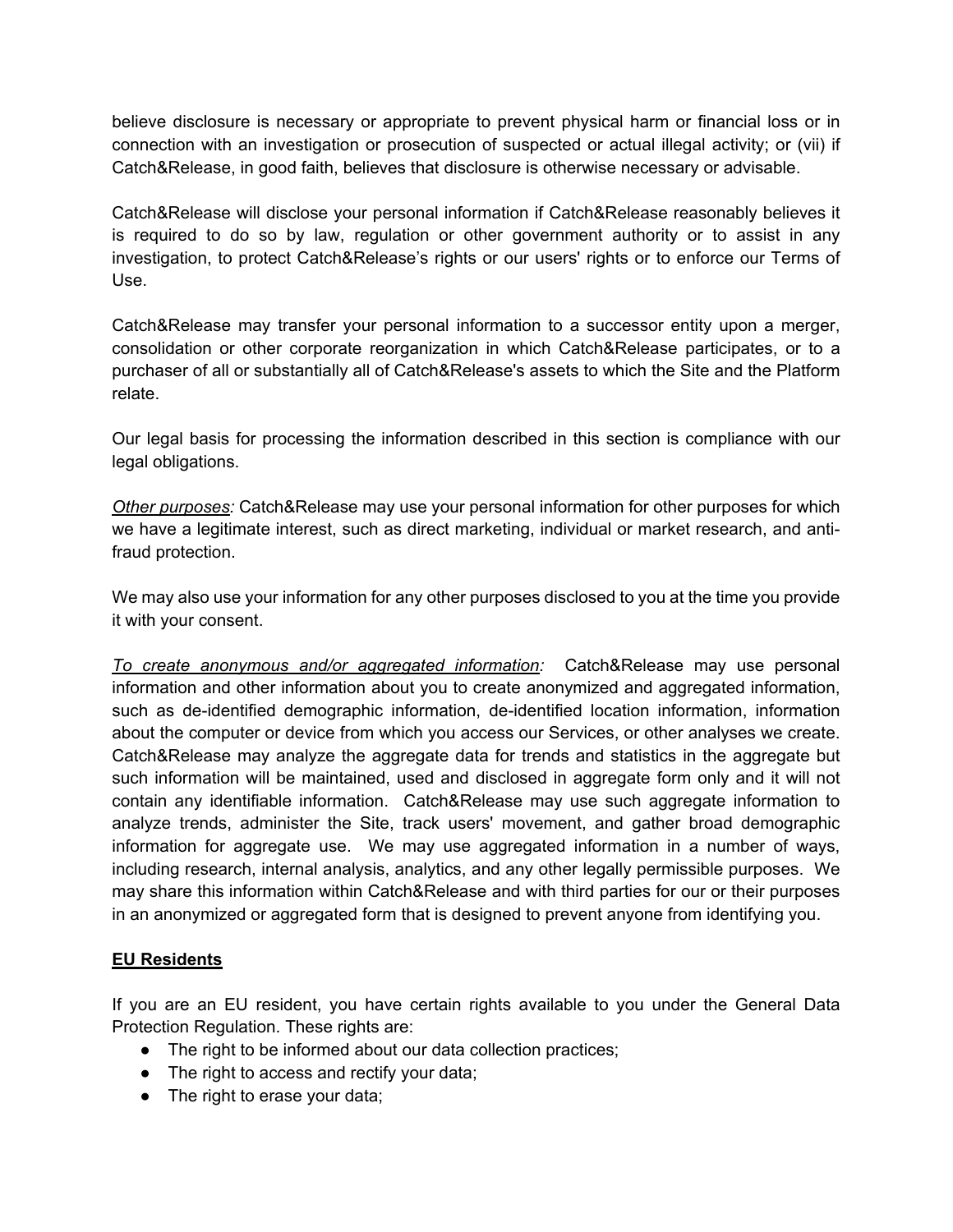believe disclosure is necessary or appropriate to prevent physical harm or financial loss or in connection with an investigation or prosecution of suspected or actual illegal activity; or (vii) if Catch&Release, in good faith, believes that disclosure is otherwise necessary or advisable.

Catch&Release will disclose your personal information if Catch&Release reasonably believes it is required to do so by law, regulation or other government authority or to assist in any investigation, to protect Catch&Release's rights or our users' rights or to enforce our Terms of Use.

Catch&Release may transfer your personal information to a successor entity upon a merger, consolidation or other corporate reorganization in which Catch&Release participates, or to a purchaser of all or substantially all of Catch&Release's assets to which the Site and the Platform relate.

Our legal basis for processing the information described in this section is compliance with our legal obligations.

*Other purposes:* Catch&Release may use your personal information for other purposes for which we have a legitimate interest, such as direct marketing, individual or market research, and anti-fraud protection.

We may also use your information for any other purposes disclosed to you at the time you provide it with your consent.

*To create anonymous and/or aggregated information:* Catch&Release may use personal information and other information about you to create anonymized and aggregated information, such as de-identified demographic information, de-identified location information, information about the computer or device from which you access our Services, or other analyses we create. Catch&Release may analyze the aggregate data for trends and statistics in the aggregate but such information will be maintained, used and disclosed in aggregate form only and it will not contain any identifiable information. Catch&Release may use such aggregate information to analyze trends, administer the Site, track users' movement, and gather broad demographic information for aggregate use. We may use aggregated information in a number of ways, including research, internal analysis, analytics, and any other legally permissible purposes. We may share this information within Catch&Release and with third parties for our or their purposes in an anonymized or aggregated form that is designed to prevent anyone from identifying you.

## EU Residents

If you are an EU resident, you have certain rights available to you under the General Data Protection Regulation. These rights are:

- The right to be informed about our data collection practices;
- The right to access and rectify your data;
- The right to erase your data;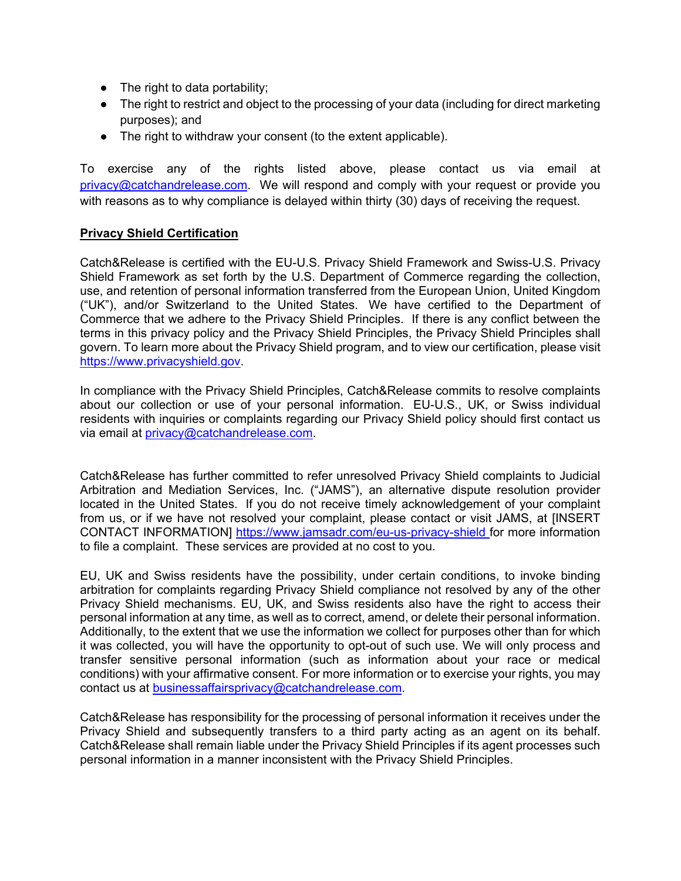- The right to data portability;
- The right to restrict and object to the processing of your data (including for direct marketing purposes); and
- The right to withdraw your consent (to the extent applicable).

To exercise any of the rights listed above, please contact us via email at privacy@catchandrelease.com. We will respond and comply with your request or provide you with reasons as to why compliance is delayed within thirty (30) days of receiving the request.

**Privacy Shield Certification**

Catch&Release is certified with the EU-U.S. Privacy Shield Framework and Swiss-U.S. Privacy Shield Framework as set forth by the U.S. Department of Commerce regarding the collection, use, and retention of personal information transferred from the European Union, United Kingdom ("UK"), and/or Switzerland to the United States. We have certified to the Department of Commerce that we adhere to the Privacy Shield Principles. If there is any conflict between the terms in this privacy policy and the Privacy Shield Principles, the Privacy Shield Principles shall govern. To learn more about the Privacy Shield program, and to view our certification, please visit https://www.privacyshield.gov.

In compliance with the Privacy Shield Principles, Catch&Release commits to resolve complaints about our collection or use of your personal information. EU-U.S., UK, or Swiss individual residents with inquiries or complaints regarding our Privacy Shield policy should first contact us via email at privacy@catchandrelease.com.

Catch&Release has further committed to refer unresolved Privacy Shield complaints to Judicial Arbitration and Mediation Services, Inc. ("JAMS"), an alternative dispute resolution provider located in the United States. If you do not receive timely acknowledgement of your complaint from us, or if we have not resolved your complaint, please contact or visit JAMS, at [INSERT CONTACT INFORMATION] https://www.jamsadr.com/eu-us-privacy-shield for more information to file a complaint. These services are provided at no cost to you.

EU, UK and Swiss residents have the possibility, under certain conditions, to invoke binding arbitration for complaints regarding Privacy Shield compliance not resolved by any of the other Privacy Shield mechanisms. EU, UK, and Swiss residents also have the right to access their personal information at any time, as well as to correct, amend, or delete their personal information. Additionally, to the extent that we use the information we collect for purposes other than for which it was collected, you will have the opportunity to opt-out of such use. We will only process and transfer sensitive personal information (such as information about your race or medical conditions) with your affirmative consent. For more information or to exercise your rights, you may contact us at businessaffairsprivacy@catchandrelease.com.

Catch&Release has responsibility for the processing of personal information it receives under the Privacy Shield and subsequently transfers to a third party acting as an agent on its behalf. Catch&Release shall remain liable under the Privacy Shield Principles if its agent processes such personal information in a manner inconsistent with the Privacy Shield Principles.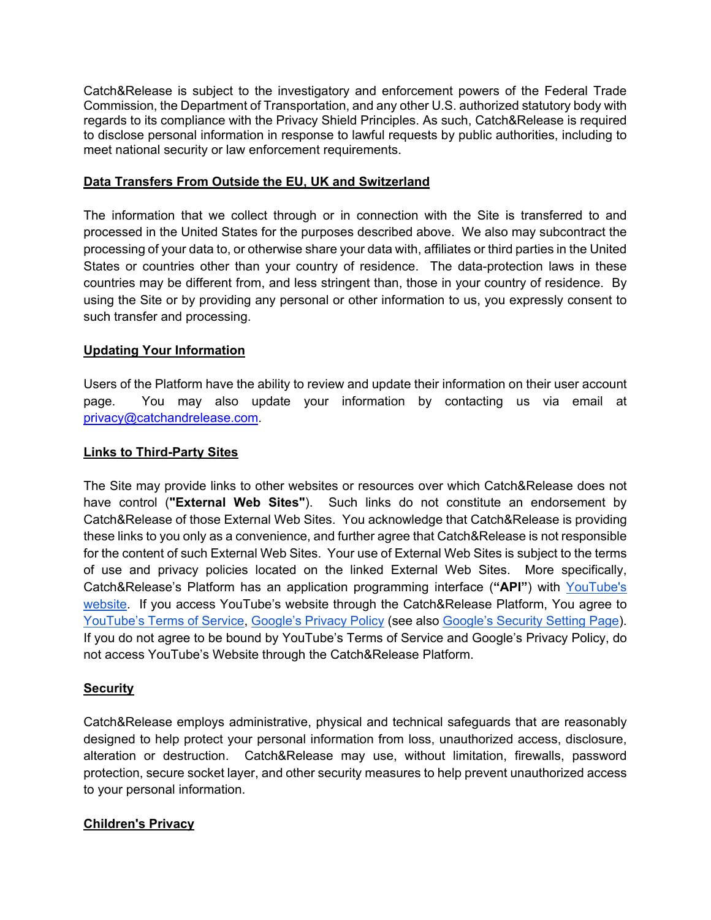Catch&Release is subject to the investigatory and enforcement powers of the Federal Trade Commission, the Department of Transportation, and any other U.S. authorized statutory body with regards to its compliance with the Privacy Shield Principles. As such, Catch&Release is required to disclose personal information in response to lawful requests by public authorities, including to meet national security or law enforcement requirements.

**Data Transfers From Outside the EU, UK and Switzerland**

The information that we collect through or in connection with the Site is transferred to and processed in the United States for the purposes described above. We also may subcontract the processing of your data to, or otherwise share your data with, affiliates or third parties in the United States or countries other than your country of residence. The data-protection laws in these countries may be different from, and less stringent than, those in your country of residence. By using the Site or by providing any personal or other information to us, you expressly consent to such transfer and processing.

**Updating Your Information**

Users of the Platform have the ability to review and update their information on their user account page. You may also update your information by contacting us via email at privacy@catchandrelease.com.

**Links to Third-Party Sites**

The Site may provide links to other websites or resources over which Catch&Release does not have control (**"External Web Sites"**). Such links do not constitute an endorsement by Catch&Release of those External Web Sites. You acknowledge that Catch&Release is providing these links to you only as a convenience, and further agree that Catch&Release is not responsible for the content of such External Web Sites. Your use of External Web Sites is subject to the terms of use and privacy policies located on the linked External Web Sites. More specifically, Catch&Release's Platform has an application programming interface (**"API"**) with YouTube's website. If you access YouTube's website through the Catch&Release Platform, You agree to YouTube's Terms of Service, Google's Privacy Policy (see also Google's Security Setting Page). If you do not agree to be bound by YouTube's Terms of Service and Google's Privacy Policy, do not access YouTube's Website through the Catch&Release Platform.

**Security**

Catch&Release employs administrative, physical and technical safeguards that are reasonably designed to help protect your personal information from loss, unauthorized access, disclosure, alteration or destruction. Catch&Release may use, without limitation, firewalls, password protection, secure socket layer, and other security measures to help prevent unauthorized access to your personal information.

**Children's Privacy**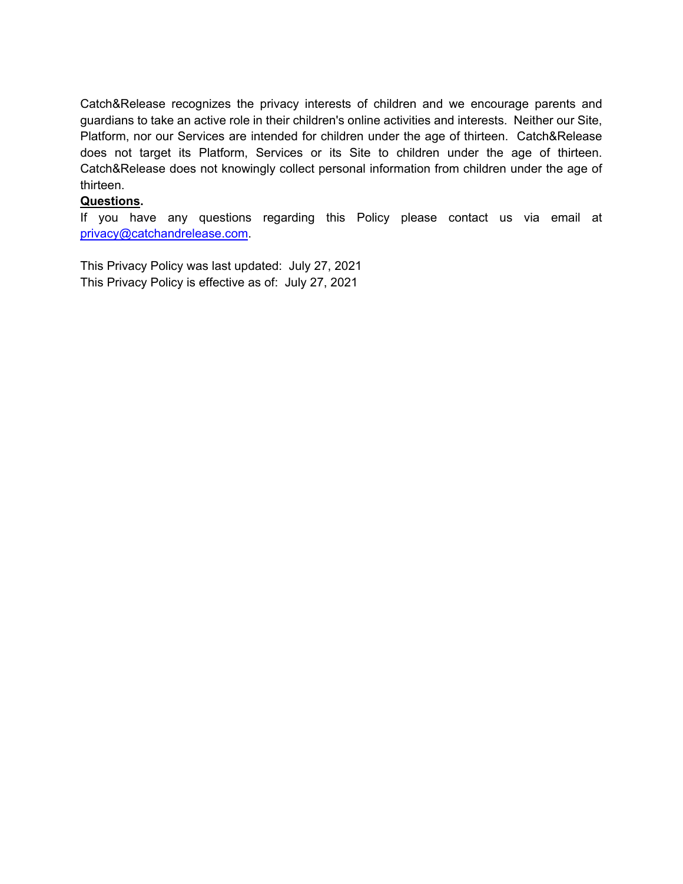Catch&Release recognizes the privacy interests of children and we encourage parents and guardians to take an active role in their children's online activities and interests. Neither our Site, Platform, nor our Services are intended for children under the age of thirteen. Catch&Release does not target its Platform, Services or its Site to children under the age of thirteen. Catch&Release does not knowingly collect personal information from children under the age of thirteen.

**Questions.**

If you have any questions regarding this Policy please contact us via email at privacy@catchandrelease.com.

This Privacy Policy was last updated: July 27, 2021
This Privacy Policy is effective as of: July 27, 2021